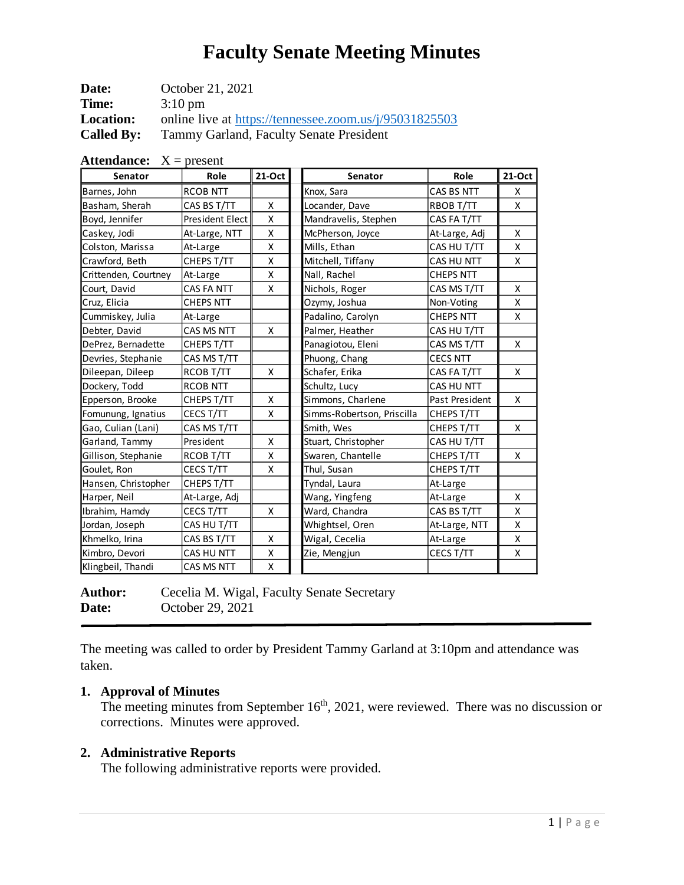# Faculty Senate Meeting Minutes

**Date:** October 21, 2021
**Time:** 3:10 pm
**Location:** online live at https://tennessee.zoom.us/j/95031825503
**Called By:** Tammy Garland, Faculty Senate President

**Attendance:** X = present

| Senator | Role | 21-Oct | Senator | Role | 21-Oct |
|---|---|---|---|---|---|
| Barnes, John | RCOB NTT | | Knox, Sara | CAS BS NTT | X |
| Basham, Sherah | CAS BS T/TT | X | Locander, Dave | RBOB T/TT | X |
| Boyd, Jennifer | President Elect | X | Mandravelis, Stephen | CAS FA T/TT | |
| Caskey, Jodi | At-Large, NTT | X | McPherson, Joyce | At-Large, Adj | X |
| Colston, Marissa | At-Large | X | Mills, Ethan | CAS HU T/TT | X |
| Crawford, Beth | CHEPS T/TT | X | Mitchell, Tiffany | CAS HU NTT | X |
| Crittenden, Courtney | At-Large | X | Nall, Rachel | CHEPS NTT | |
| Court, David | CAS FA NTT | X | Nichols, Roger | CAS MS T/TT | X |
| Cruz, Elicia | CHEPS NTT | | Ozymy, Joshua | Non-Voting | X |
| Cummiskey, Julia | At-Large | | Padalino, Carolyn | CHEPS NTT | X |
| Debter, David | CAS MS NTT | X | Palmer, Heather | CAS HU T/TT | |
| DePrez, Bernadette | CHEPS T/TT | | Panagiotou, Eleni | CAS MS T/TT | X |
| Devries, Stephanie | CAS MS T/TT | | Phuong, Chang | CECS NTT | |
| Dileepan, Dileep | RCOB T/TT | X | Schafer, Erika | CAS FA T/TT | X |
| Dockery, Todd | RCOB NTT | | Schultz, Lucy | CAS HU NTT | |
| Epperson, Brooke | CHEPS T/TT | X | Simmons, Charlene | Past President | X |
| Fomunung, Ignatius | CECS T/TT | X | Simms-Robertson, Priscilla | CHEPS T/TT | |
| Gao, Culian (Lani) | CAS MS T/TT | | Smith, Wes | CHEPS T/TT | X |
| Garland, Tammy | President | X | Stuart, Christopher | CAS HU T/TT | |
| Gillison, Stephanie | RCOB T/TT | X | Swaren, Chantelle | CHEPS T/TT | X |
| Goulet, Ron | CECS T/TT | X | Thul, Susan | CHEPS T/TT | |
| Hansen, Christopher | CHEPS T/TT | | Tyndal, Laura | At-Large | |
| Harper, Neil | At-Large, Adj | | Wang, Yingfeng | At-Large | X |
| Ibrahim, Hamdy | CECS T/TT | X | Ward, Chandra | CAS BS T/TT | X |
| Jordan, Joseph | CAS HU T/TT | | Whightsel, Oren | At-Large, NTT | X |
| Khmelko, Irina | CAS BS T/TT | X | Wigal, Cecelia | At-Large | X |
| Kimbro, Devori | CAS HU NTT | X | Zie, Mengjun | CECS T/TT | X |
| Klingbeil, Thandi | CAS MS NTT | X | | | |

**Author:** Cecelia M. Wigal, Faculty Senate Secretary
**Date:** October 29, 2021

---

The meeting was called to order by President Tammy Garland at 3:10pm and attendance was taken.

## 1. Approval of Minutes

The meeting minutes from September 16th, 2021, were reviewed. There was no discussion or corrections. Minutes were approved.

## 2. Administrative Reports

The following administrative reports were provided.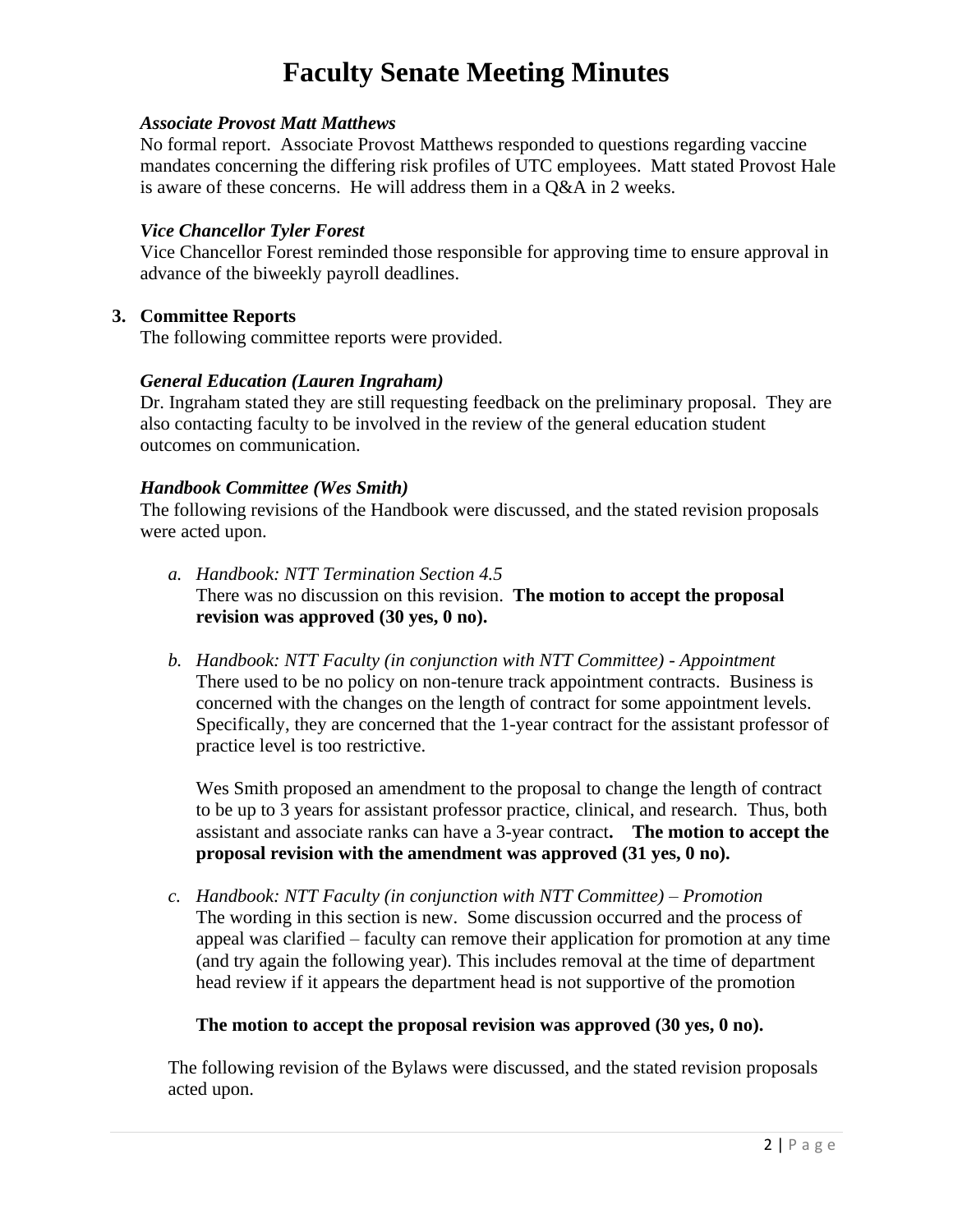# Faculty Senate Meeting Minutes

***Associate Provost Matt Matthews***

No formal report. Associate Provost Matthews responded to questions regarding vaccine mandates concerning the differing risk profiles of UTC employees. Matt stated Provost Hale is aware of these concerns. He will address them in a Q&A in 2 weeks.

***Vice Chancellor Tyler Forest***

Vice Chancellor Forest reminded those responsible for approving time to ensure approval in advance of the biweekly payroll deadlines.

**3. Committee Reports**

The following committee reports were provided.

***General Education (Lauren Ingraham)***

Dr. Ingraham stated they are still requesting feedback on the preliminary proposal. They are also contacting faculty to be involved in the review of the general education student outcomes on communication.

***Handbook Committee (Wes Smith)***

The following revisions of the Handbook were discussed, and the stated revision proposals were acted upon.

a. *Handbook: NTT Termination Section 4.5*
   There was no discussion on this revision. **The motion to accept the proposal revision was approved (30 yes, 0 no).**

b. *Handbook: NTT Faculty (in conjunction with NTT Committee) - Appointment*
   There used to be no policy on non-tenure track appointment contracts. Business is concerned with the changes on the length of contract for some appointment levels. Specifically, they are concerned that the 1-year contract for the assistant professor of practice level is too restrictive.

   Wes Smith proposed an amendment to the proposal to change the length of contract to be up to 3 years for assistant professor practice, clinical, and research. Thus, both assistant and associate ranks can have a 3-year contract**. The motion to accept the proposal revision with the amendment was approved (31 yes, 0 no).**

c. *Handbook: NTT Faculty (in conjunction with NTT Committee) – Promotion*
   The wording in this section is new. Some discussion occurred and the process of appeal was clarified – faculty can remove their application for promotion at any time (and try again the following year). This includes removal at the time of department head review if it appears the department head is not supportive of the promotion

   **The motion to accept the proposal revision was approved (30 yes, 0 no).**

The following revision of the Bylaws were discussed, and the stated revision proposals acted upon.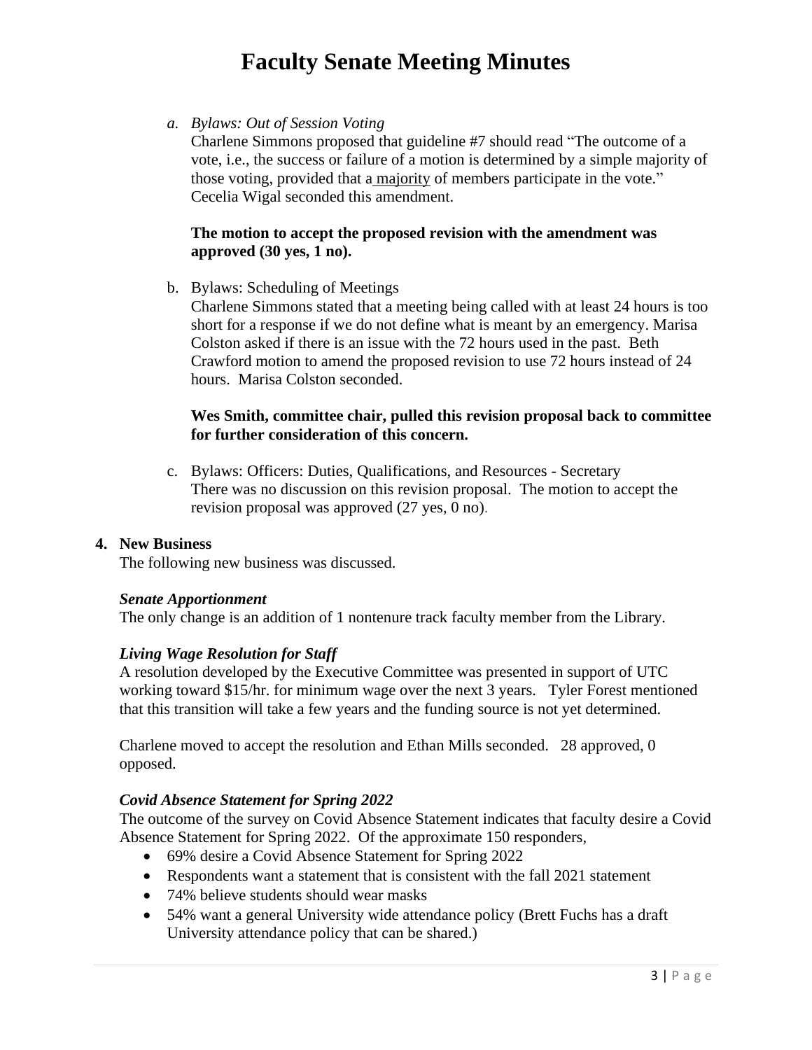# Faculty Senate Meeting Minutes

a. *Bylaws: Out of Session Voting*

   Charlene Simmons proposed that guideline #7 should read "The outcome of a vote, i.e., the success or failure of a motion is determined by a simple majority of those voting, provided that a majority of members participate in the vote." Cecelia Wigal seconded this amendment.

   **The motion to accept the proposed revision with the amendment was approved (30 yes, 1 no).**

b. Bylaws: Scheduling of Meetings

   Charlene Simmons stated that a meeting being called with at least 24 hours is too short for a response if we do not define what is meant by an emergency. Marisa Colston asked if there is an issue with the 72 hours used in the past. Beth Crawford motion to amend the proposed revision to use 72 hours instead of 24 hours. Marisa Colston seconded.

   **Wes Smith, committee chair, pulled this revision proposal back to committee for further consideration of this concern.**

c. Bylaws: Officers: Duties, Qualifications, and Resources - Secretary

   There was no discussion on this revision proposal. The motion to accept the revision proposal was approved (27 yes, 0 no).

**4. New Business**

The following new business was discussed.

***Senate Apportionment***

The only change is an addition of 1 nontenure track faculty member from the Library.

***Living Wage Resolution for Staff***

A resolution developed by the Executive Committee was presented in support of UTC working toward $15/hr. for minimum wage over the next 3 years. Tyler Forest mentioned that this transition will take a few years and the funding source is not yet determined.

Charlene moved to accept the resolution and Ethan Mills seconded. 28 approved, 0 opposed.

***Covid Absence Statement for Spring 2022***

The outcome of the survey on Covid Absence Statement indicates that faculty desire a Covid Absence Statement for Spring 2022. Of the approximate 150 responders,

- 69% desire a Covid Absence Statement for Spring 2022
- Respondents want a statement that is consistent with the fall 2021 statement
- 74% believe students should wear masks
- 54% want a general University wide attendance policy (Brett Fuchs has a draft University attendance policy that can be shared.)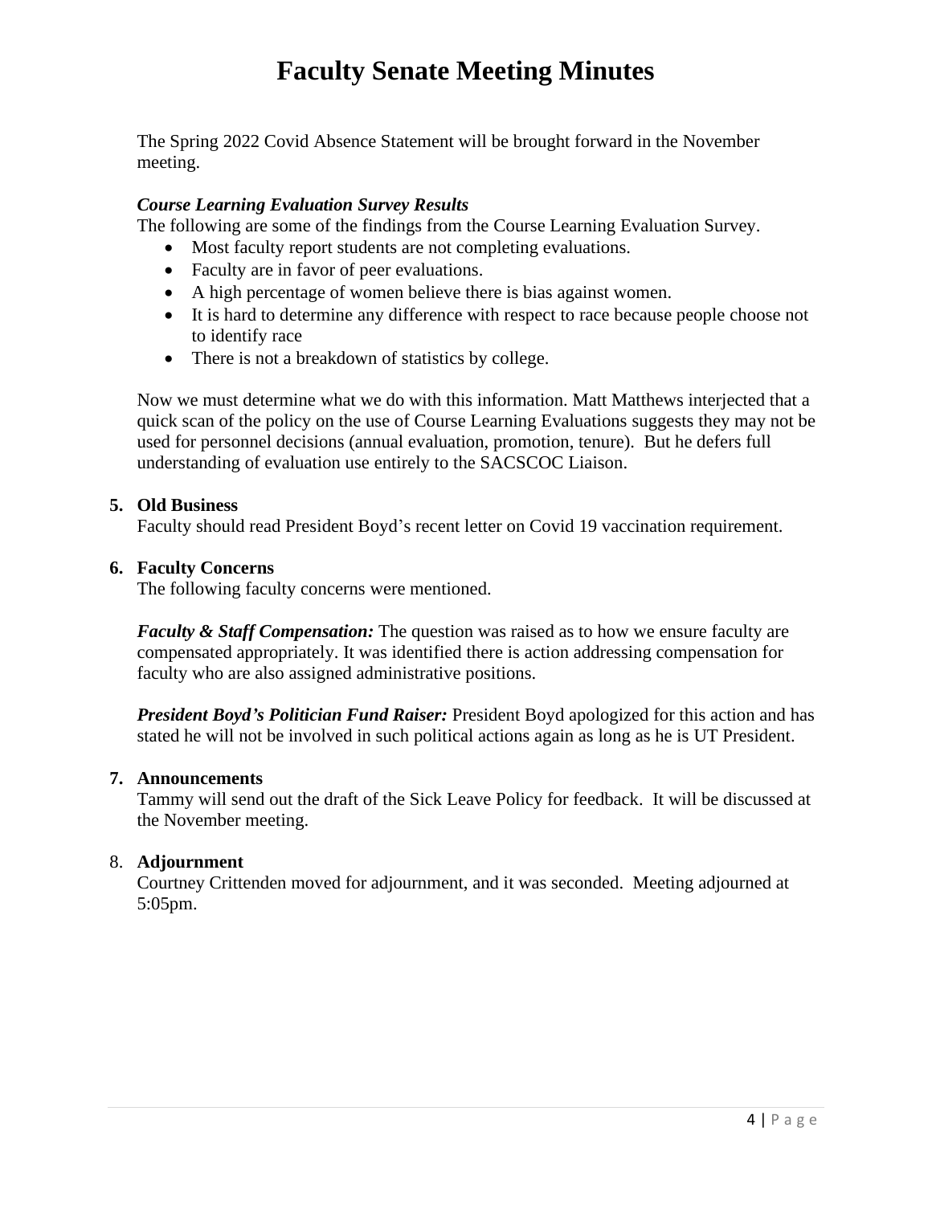# Faculty Senate Meeting Minutes

The Spring 2022 Covid Absence Statement will be brought forward in the November meeting.

***Course Learning Evaluation Survey Results***

The following are some of the findings from the Course Learning Evaluation Survey.

- Most faculty report students are not completing evaluations.
- Faculty are in favor of peer evaluations.
- A high percentage of women believe there is bias against women.
- It is hard to determine any difference with respect to race because people choose not to identify race
- There is not a breakdown of statistics by college.

Now we must determine what we do with this information. Matt Matthews interjected that a quick scan of the policy on the use of Course Learning Evaluations suggests they may not be used for personnel decisions (annual evaluation, promotion, tenure). But he defers full understanding of evaluation use entirely to the SACSCOC Liaison.

**5. Old Business**

Faculty should read President Boyd's recent letter on Covid 19 vaccination requirement.

**6. Faculty Concerns**

The following faculty concerns were mentioned.

***Faculty & Staff Compensation:*** The question was raised as to how we ensure faculty are compensated appropriately. It was identified there is action addressing compensation for faculty who are also assigned administrative positions.

***President Boyd's Politician Fund Raiser:*** President Boyd apologized for this action and has stated he will not be involved in such political actions again as long as he is UT President.

**7. Announcements**

Tammy will send out the draft of the Sick Leave Policy for feedback. It will be discussed at the November meeting.

8. **Adjournment**

Courtney Crittenden moved for adjournment, and it was seconded. Meeting adjourned at 5:05pm.